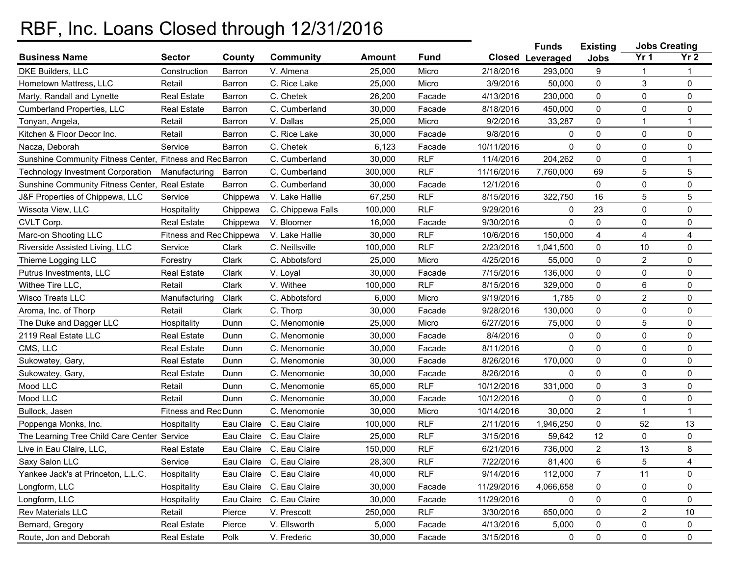# RBF, Inc. Loans Closed through 12/31/2016

| Business Name | Sector | County | Community | Amount | Fund | Closed | Funds Leveraged | Existing Jobs | Jobs Creating Yr 1 | Jobs Creating Yr 2 |
|---|---|---|---|---|---|---|---|---|---|---|
| DKE Builders, LLC | Construction | Barron | V. Almena | 25,000 | Micro | 2/18/2016 | 293,000 | 9 | 1 | 1 |
| Hometown Mattress, LLC | Retail | Barron | C. Rice Lake | 25,000 | Micro | 3/9/2016 | 50,000 | 0 | 3 | 0 |
| Marty, Randall and Lynette | Real Estate | Barron | C. Chetek | 26,200 | Facade | 4/13/2016 | 230,000 | 0 | 0 | 0 |
| Cumberland Properties, LLC | Real Estate | Barron | C. Cumberland | 30,000 | Facade | 8/18/2016 | 450,000 | 0 | 0 | 0 |
| Tonyan, Angela, | Retail | Barron | V. Dallas | 25,000 | Micro | 9/2/2016 | 33,287 | 0 | 1 | 1 |
| Kitchen & Floor Decor Inc. | Retail | Barron | C. Rice Lake | 30,000 | Facade | 9/8/2016 | 0 | 0 | 0 | 0 |
| Nacza, Deborah | Service | Barron | C. Chetek | 6,123 | Facade | 10/11/2016 | 0 | 0 | 0 | 0 |
| Sunshine Community Fitness Center, | Fitness and Rec | Barron | C. Cumberland | 30,000 | RLF | 11/4/2016 | 204,262 | 0 | 0 | 1 |
| Technology Investment Corporation | Manufacturing | Barron | C. Cumberland | 300,000 | RLF | 11/16/2016 | 7,760,000 | 69 | 5 | 5 |
| Sunshine Community Fitness Center, | Real Estate | Barron | C. Cumberland | 30,000 | Facade | 12/1/2016 | | 0 | 0 | 0 |
| J&F Properties of Chippewa, LLC | Service | Chippewa | V. Lake Hallie | 67,250 | RLF | 8/15/2016 | 322,750 | 16 | 5 | 5 |
| Wissota View, LLC | Hospitality | Chippewa | C. Chippewa Falls | 100,000 | RLF | 9/29/2016 | 0 | 23 | 0 | 0 |
| CVLT Corp. | Real Estate | Chippewa | V. Bloomer | 16,000 | Facade | 9/30/2016 | 0 | 0 | 0 | 0 |
| Marc-on Shooting LLC | Fitness and Rec | Chippewa | V. Lake Hallie | 30,000 | RLF | 10/6/2016 | 150,000 | 4 | 4 | 4 |
| Riverside Assisted Living, LLC | Service | Clark | C. Neillsville | 100,000 | RLF | 2/23/2016 | 1,041,500 | 0 | 10 | 0 |
| Thieme Logging LLC | Forestry | Clark | C. Abbotsford | 25,000 | Micro | 4/25/2016 | 55,000 | 0 | 2 | 0 |
| Putrus Investments, LLC | Real Estate | Clark | V. Loyal | 30,000 | Facade | 7/15/2016 | 136,000 | 0 | 0 | 0 |
| Withee Tire LLC, | Retail | Clark | V. Withee | 100,000 | RLF | 8/15/2016 | 329,000 | 0 | 6 | 0 |
| Wisco Treats LLC | Manufacturing | Clark | C. Abbotsford | 6,000 | Micro | 9/19/2016 | 1,785 | 0 | 2 | 0 |
| Aroma, Inc. of Thorp | Retail | Clark | C. Thorp | 30,000 | Facade | 9/28/2016 | 130,000 | 0 | 0 | 0 |
| The Duke and Dagger LLC | Hospitality | Dunn | C. Menomonie | 25,000 | Micro | 6/27/2016 | 75,000 | 0 | 5 | 0 |
| 2119 Real Estate LLC | Real Estate | Dunn | C. Menomonie | 30,000 | Facade | 8/4/2016 | 0 | 0 | 0 | 0 |
| CMS, LLC | Real Estate | Dunn | C. Menomonie | 30,000 | Facade | 8/11/2016 | 0 | 0 | 0 | 0 |
| Sukowatey, Gary, | Real Estate | Dunn | C. Menomonie | 30,000 | Facade | 8/26/2016 | 170,000 | 0 | 0 | 0 |
| Sukowatey, Gary, | Real Estate | Dunn | C. Menomonie | 30,000 | Facade | 8/26/2016 | 0 | 0 | 0 | 0 |
| Mood LLC | Retail | Dunn | C. Menomonie | 65,000 | RLF | 10/12/2016 | 331,000 | 0 | 3 | 0 |
| Mood LLC | Retail | Dunn | C. Menomonie | 30,000 | Facade | 10/12/2016 | 0 | 0 | 0 | 0 |
| Bullock, Jasen | Fitness and Rec | Dunn | C. Menomonie | 30,000 | Micro | 10/14/2016 | 30,000 | 2 | 1 | 1 |
| Poppenga Monks, Inc. | Hospitality | Eau Claire | C. Eau Claire | 100,000 | RLF | 2/11/2016 | 1,946,250 | 0 | 52 | 13 |
| The Learning Tree Child Care Center | Service | Eau Claire | C. Eau Claire | 25,000 | RLF | 3/15/2016 | 59,642 | 12 | 0 | 0 |
| Live in Eau Claire, LLC, | Real Estate | Eau Claire | C. Eau Claire | 150,000 | RLF | 6/21/2016 | 736,000 | 2 | 13 | 8 |
| Saxy Salon LLC | Service | Eau Claire | C. Eau Claire | 28,300 | RLF | 7/22/2016 | 81,400 | 6 | 5 | 4 |
| Yankee Jack's at Princeton, L.L.C. | Hospitality | Eau Claire | C. Eau Claire | 40,000 | RLF | 9/14/2016 | 112,000 | 7 | 11 | 0 |
| Longform, LLC | Hospitality | Eau Claire | C. Eau Claire | 30,000 | Facade | 11/29/2016 | 4,066,658 | 0 | 0 | 0 |
| Longform, LLC | Hospitality | Eau Claire | C. Eau Claire | 30,000 | Facade | 11/29/2016 | 0 | 0 | 0 | 0 |
| Rev Materials LLC | Retail | Pierce | V. Prescott | 250,000 | RLF | 3/30/2016 | 650,000 | 0 | 2 | 10 |
| Bernard, Gregory | Real Estate | Pierce | V. Ellsworth | 5,000 | Facade | 4/13/2016 | 5,000 | 0 | 0 | 0 |
| Route, Jon and Deborah | Real Estate | Polk | V. Frederic | 30,000 | Facade | 3/15/2016 | 0 | 0 | 0 | 0 |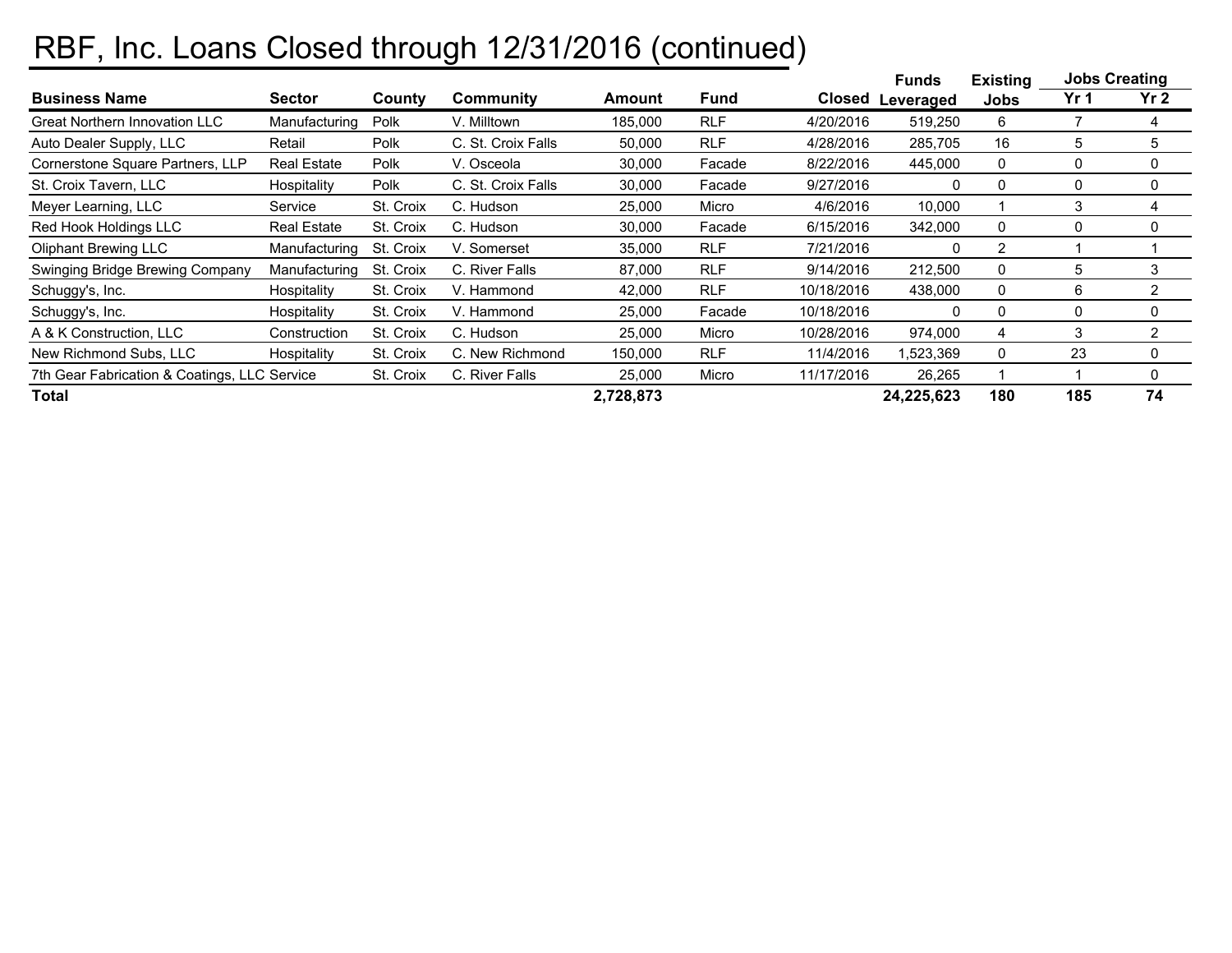# RBF, Inc. Loans Closed through 12/31/2016 (continued)

| Business Name | Sector | County | Community | Amount | Fund | Closed | Funds Leveraged | Existing Jobs | Jobs Creating Yr 1 | Jobs Creating Yr 2 |
|---|---|---|---|---|---|---|---|---|---|---|
| Great Northern Innovation LLC | Manufacturing | Polk | V. Milltown | 185,000 | RLF | 4/20/2016 | 519,250 | 6 | 7 | 4 |
| Auto Dealer Supply, LLC | Retail | Polk | C. St. Croix Falls | 50,000 | RLF | 4/28/2016 | 285,705 | 16 | 5 | 5 |
| Cornerstone Square Partners, LLP | Real Estate | Polk | V. Osceola | 30,000 | Facade | 8/22/2016 | 445,000 | 0 | 0 | 0 |
| St. Croix Tavern, LLC | Hospitality | Polk | C. St. Croix Falls | 30,000 | Facade | 9/27/2016 | 0 | 0 | 0 | 0 |
| Meyer Learning, LLC | Service | St. Croix | C. Hudson | 25,000 | Micro | 4/6/2016 | 10,000 | 1 | 3 | 4 |
| Red Hook Holdings LLC | Real Estate | St. Croix | C. Hudson | 30,000 | Facade | 6/15/2016 | 342,000 | 0 | 0 | 0 |
| Oliphant Brewing LLC | Manufacturing | St. Croix | V. Somerset | 35,000 | RLF | 7/21/2016 | 0 | 2 | 1 | 1 |
| Swinging Bridge Brewing Company | Manufacturing | St. Croix | C. River Falls | 87,000 | RLF | 9/14/2016 | 212,500 | 0 | 5 | 3 |
| Schuggy's, Inc. | Hospitality | St. Croix | V. Hammond | 42,000 | RLF | 10/18/2016 | 438,000 | 0 | 6 | 2 |
| Schuggy's, Inc. | Hospitality | St. Croix | V. Hammond | 25,000 | Facade | 10/18/2016 | 0 | 0 | 0 | 0 |
| A & K Construction, LLC | Construction | St. Croix | C. Hudson | 25,000 | Micro | 10/28/2016 | 974,000 | 4 | 3 | 2 |
| New Richmond Subs, LLC | Hospitality | St. Croix | C. New Richmond | 150,000 | RLF | 11/4/2016 | 1,523,369 | 0 | 23 | 0 |
| 7th Gear Fabrication & Coatings, LLC | Service | St. Croix | C. River Falls | 25,000 | Micro | 11/17/2016 | 26,265 | 1 | 1 | 0 |
| **Total** | | | | **2,728,873** | | | **24,225,623** | **180** | **185** | **74** |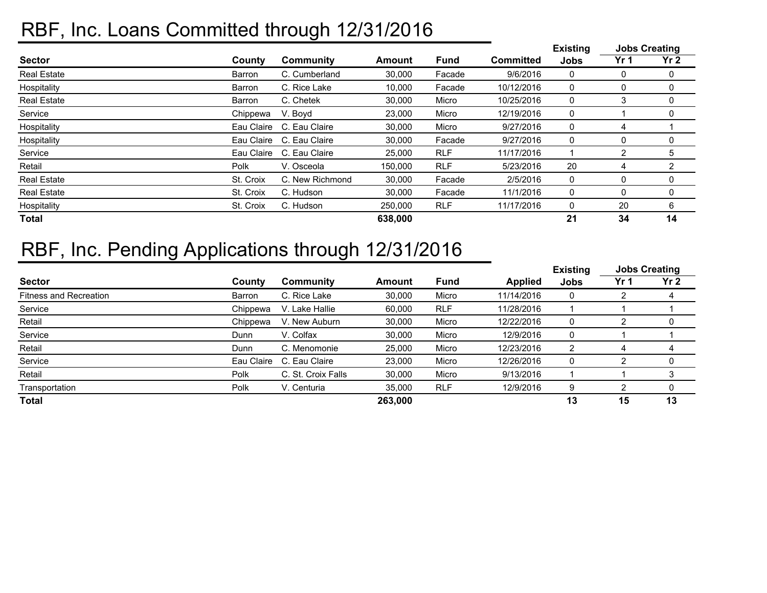# RBF, Inc. Loans Committed through 12/31/2016

| Sector | County | Community | Amount | Fund | Committed | Existing Jobs | Jobs Creating Yr 1 | Jobs Creating Yr 2 |
|---|---|---|---|---|---|---|---|---|
| Real Estate | Barron | C. Cumberland | 30,000 | Facade | 9/6/2016 | 0 | 0 | 0 |
| Hospitality | Barron | C. Rice Lake | 10,000 | Facade | 10/12/2016 | 0 | 0 | 0 |
| Real Estate | Barron | C. Chetek | 30,000 | Micro | 10/25/2016 | 0 | 3 | 0 |
| Service | Chippewa | V. Boyd | 23,000 | Micro | 12/19/2016 | 0 | 1 | 0 |
| Hospitality | Eau Claire | C. Eau Claire | 30,000 | Micro | 9/27/2016 | 0 | 4 | 1 |
| Hospitality | Eau Claire | C. Eau Claire | 30,000 | Facade | 9/27/2016 | 0 | 0 | 0 |
| Service | Eau Claire | C. Eau Claire | 25,000 | RLF | 11/17/2016 | 1 | 2 | 5 |
| Retail | Polk | V. Osceola | 150,000 | RLF | 5/23/2016 | 20 | 4 | 2 |
| Real Estate | St. Croix | C. New Richmond | 30,000 | Facade | 2/5/2016 | 0 | 0 | 0 |
| Real Estate | St. Croix | C. Hudson | 30,000 | Facade | 11/1/2016 | 0 | 0 | 0 |
| Hospitality | St. Croix | C. Hudson | 250,000 | RLF | 11/17/2016 | 0 | 20 | 6 |
| **Total** | | | **638,000** | | | **21** | **34** | **14** |

# RBF, Inc. Pending Applications through 12/31/2016

| Sector | County | Community | Amount | Fund | Applied | Existing Jobs | Jobs Creating Yr 1 | Jobs Creating Yr 2 |
|---|---|---|---|---|---|---|---|---|
| Fitness and Recreation | Barron | C. Rice Lake | 30,000 | Micro | 11/14/2016 | 0 | 2 | 4 |
| Service | Chippewa | V. Lake Hallie | 60,000 | RLF | 11/28/2016 | 1 | 1 | 1 |
| Retail | Chippewa | V. New Auburn | 30,000 | Micro | 12/22/2016 | 0 | 2 | 0 |
| Service | Dunn | V. Colfax | 30,000 | Micro | 12/9/2016 | 0 | 1 | 1 |
| Retail | Dunn | C. Menomonie | 25,000 | Micro | 12/23/2016 | 2 | 4 | 4 |
| Service | Eau Claire | C. Eau Claire | 23,000 | Micro | 12/26/2016 | 0 | 2 | 0 |
| Retail | Polk | C. St. Croix Falls | 30,000 | Micro | 9/13/2016 | 1 | 1 | 3 |
| Transportation | Polk | V. Centuria | 35,000 | RLF | 12/9/2016 | 9 | 2 | 0 |
| **Total** | | | **263,000** | | | **13** | **15** | **13** |